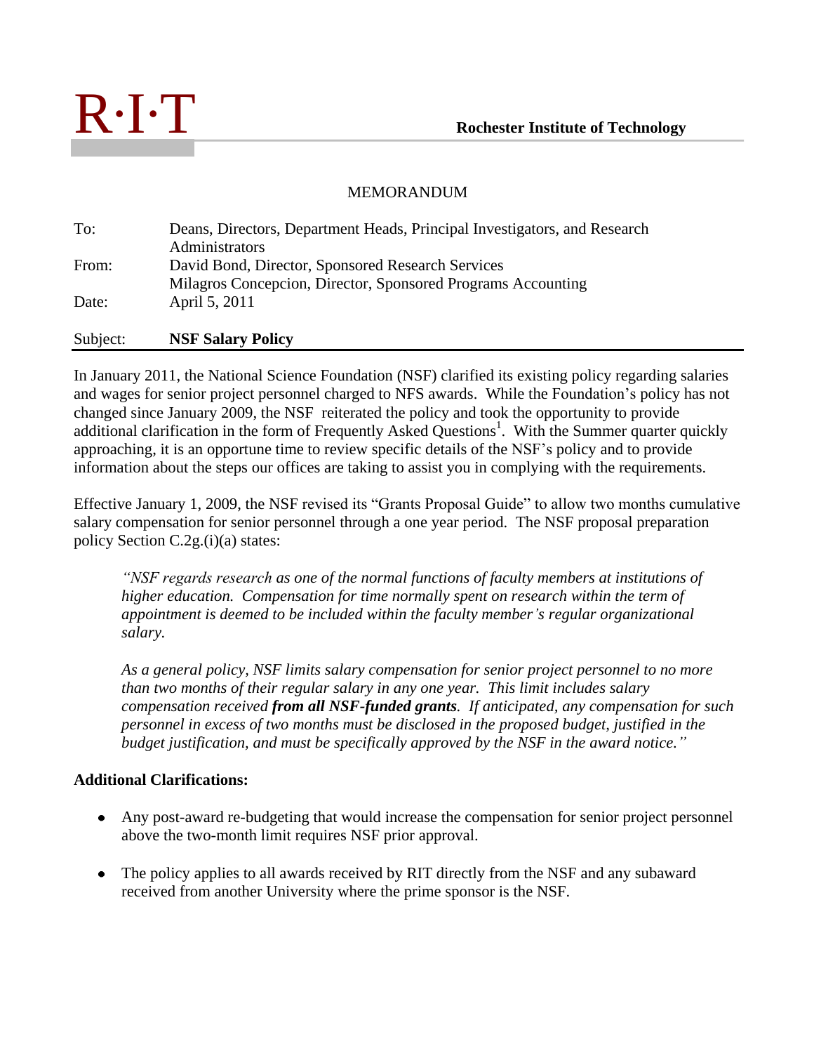R·I·T

**Rochester Institute of Technology**

MEMORANDUM

| | |
|---|---|
| To: | Deans, Directors, Department Heads, Principal Investigators, and Research Administrators |
| From: | David Bond, Director, Sponsored Research Services<br>Milagros Concepcion, Director, Sponsored Programs Accounting |
| Date: | April 5, 2011 |
| Subject: | **NSF Salary Policy** |

In January 2011, the National Science Foundation (NSF) clarified its existing policy regarding salaries and wages for senior project personnel charged to NFS awards. While the Foundation's policy has not changed since January 2009, the NSF reiterated the policy and took the opportunity to provide additional clarification in the form of Frequently Asked Questions[1]. With the Summer quarter quickly approaching, it is an opportune time to review specific details of the NSF's policy and to provide information about the steps our offices are taking to assist you in complying with the requirements.

Effective January 1, 2009, the NSF revised its "Grants Proposal Guide" to allow two months cumulative salary compensation for senior personnel through a one year period. The NSF proposal preparation policy Section C.2g.(i)(a) states:

> *"NSF regards research as one of the normal functions of faculty members at institutions of higher education. Compensation for time normally spent on research within the term of appointment is deemed to be included within the faculty member's regular organizational salary.*
>
> *As a general policy, NSF limits salary compensation for senior project personnel to no more than two months of their regular salary in any one year. This limit includes salary compensation received* ***from all NSF-funded grants****. If anticipated, any compensation for such personnel in excess of two months must be disclosed in the proposed budget, justified in the budget justification, and must be specifically approved by the NSF in the award notice."*

**Additional Clarifications:**

- Any post-award re-budgeting that would increase the compensation for senior project personnel above the two-month limit requires NSF prior approval.
- The policy applies to all awards received by RIT directly from the NSF and any subaward received from another University where the prime sponsor is the NSF.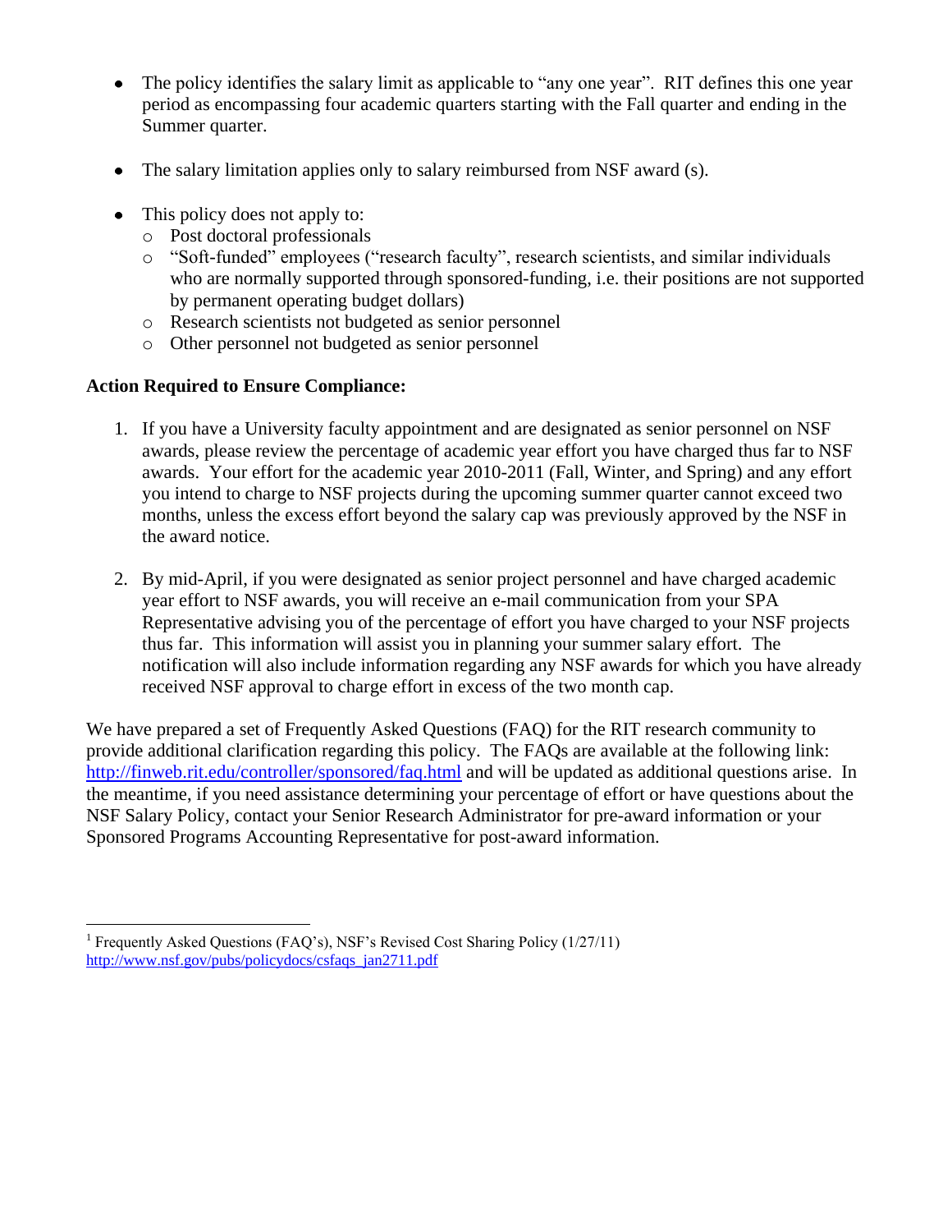- The policy identifies the salary limit as applicable to "any one year". RIT defines this one year period as encompassing four academic quarters starting with the Fall quarter and ending in the Summer quarter.

- The salary limitation applies only to salary reimbursed from NSF award (s).

- This policy does not apply to:
  - Post doctoral professionals
  - "Soft-funded" employees ("research faculty", research scientists, and similar individuals who are normally supported through sponsored-funding, i.e. their positions are not supported by permanent operating budget dollars)
  - Research scientists not budgeted as senior personnel
  - Other personnel not budgeted as senior personnel

**Action Required to Ensure Compliance:**

1. If you have a University faculty appointment and are designated as senior personnel on NSF awards, please review the percentage of academic year effort you have charged thus far to NSF awards. Your effort for the academic year 2010-2011 (Fall, Winter, and Spring) and any effort you intend to charge to NSF projects during the upcoming summer quarter cannot exceed two months, unless the excess effort beyond the salary cap was previously approved by the NSF in the award notice.

2. By mid-April, if you were designated as senior project personnel and have charged academic year effort to NSF awards, you will receive an e-mail communication from your SPA Representative advising you of the percentage of effort you have charged to your NSF projects thus far. This information will assist you in planning your summer salary effort. The notification will also include information regarding any NSF awards for which you have already received NSF approval to charge effort in excess of the two month cap.

We have prepared a set of Frequently Asked Questions (FAQ) for the RIT research community to provide additional clarification regarding this policy. The FAQs are available at the following link: http://finweb.rit.edu/controller/sponsored/faq.html and will be updated as additional questions arise. In the meantime, if you need assistance determining your percentage of effort or have questions about the NSF Salary Policy, contact your Senior Research Administrator for pre-award information or your Sponsored Programs Accounting Representative for post-award information.

---

[1] Frequently Asked Questions (FAQ's), NSF's Revised Cost Sharing Policy (1/27/11) http://www.nsf.gov/pubs/policydocs/csfaqs_jan2711.pdf